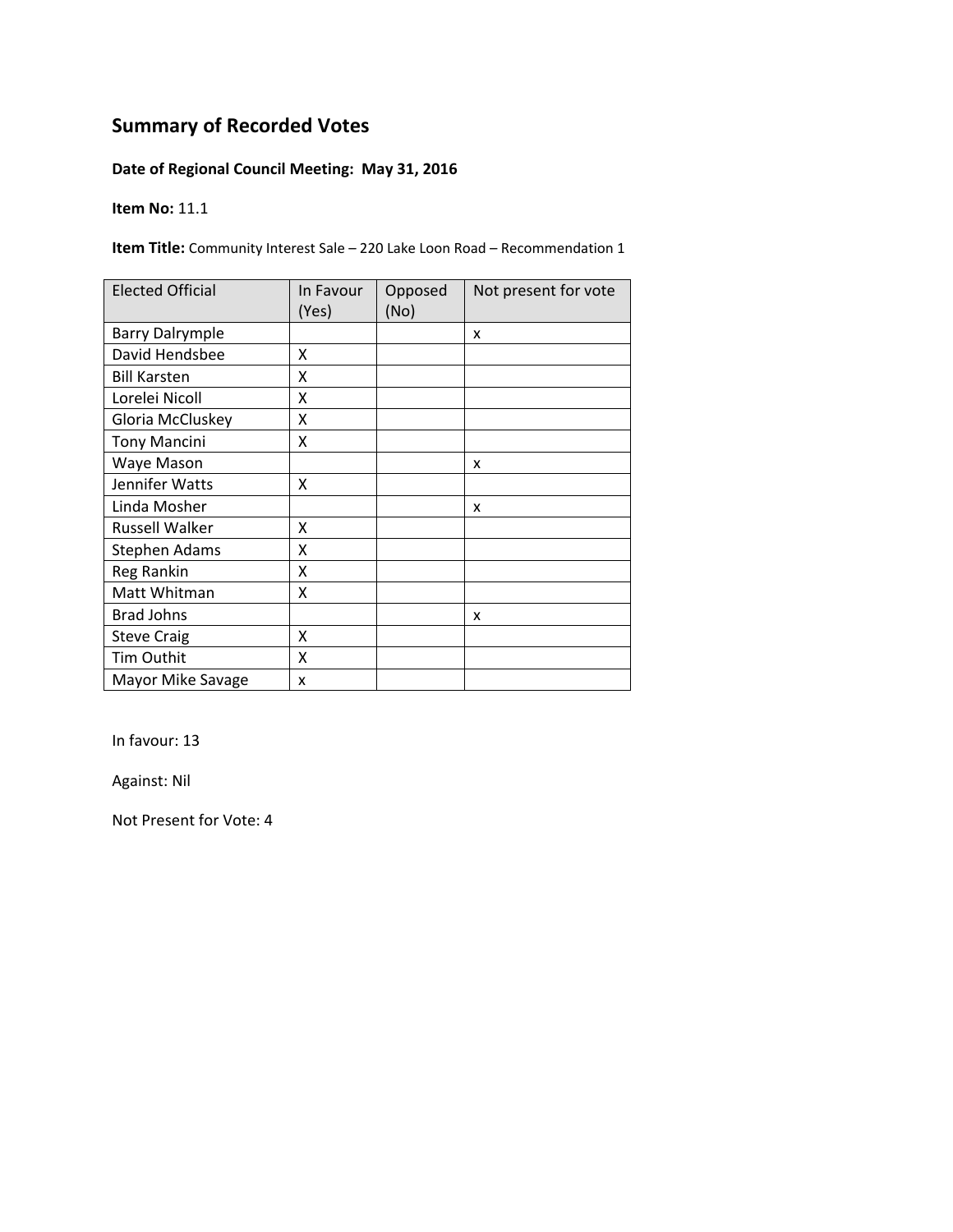## Summary of Recorded Votes

**Date of Regional Council Meeting: May 31, 2016**

**Item No:** 11.1

**Item Title:** Community Interest Sale – 220 Lake Loon Road – Recommendation 1

| Elected Official | In Favour (Yes) | Opposed (No) | Not present for vote |
|---|---|---|---|
| Barry Dalrymple | | | x |
| David Hendsbee | X | | |
| Bill Karsten | X | | |
| Lorelei Nicoll | X | | |
| Gloria McCluskey | X | | |
| Tony Mancini | X | | |
| Waye Mason | | | x |
| Jennifer Watts | X | | |
| Linda Mosher | | | x |
| Russell Walker | X | | |
| Stephen Adams | X | | |
| Reg Rankin | X | | |
| Matt Whitman | X | | |
| Brad Johns | | | x |
| Steve Craig | X | | |
| Tim Outhit | X | | |
| Mayor Mike Savage | x | | |

In favour: 13

Against: Nil

Not Present for Vote: 4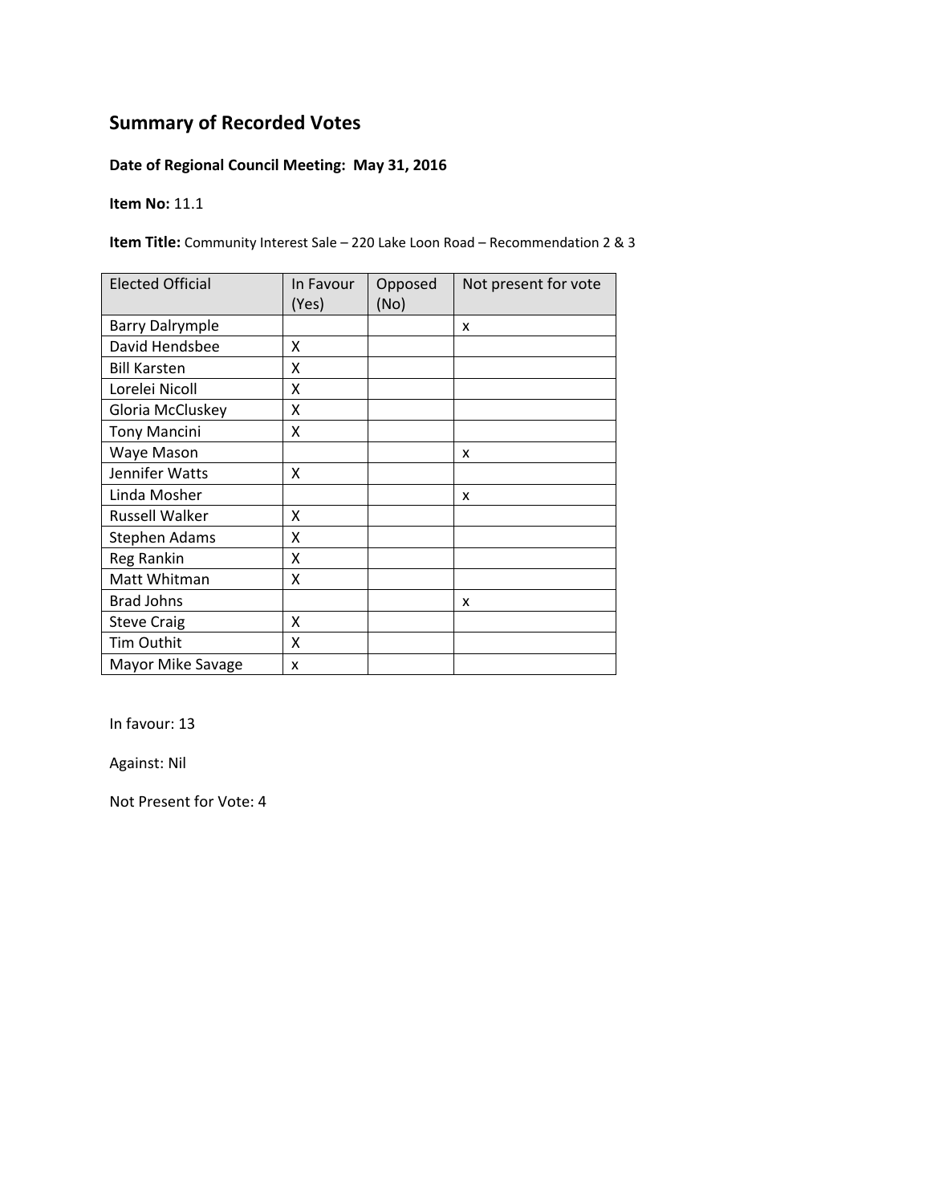# Summary of Recorded Votes

**Date of Regional Council Meeting: May 31, 2016**

**Item No:** 11.1

**Item Title:** Community Interest Sale – 220 Lake Loon Road – Recommendation 2 & 3

| Elected Official | In Favour (Yes) | Opposed (No) | Not present for vote |
|---|---|---|---|
| Barry Dalrymple | | | x |
| David Hendsbee | X | | |
| Bill Karsten | X | | |
| Lorelei Nicoll | X | | |
| Gloria McCluskey | X | | |
| Tony Mancini | X | | |
| Waye Mason | | | x |
| Jennifer Watts | X | | |
| Linda Mosher | | | x |
| Russell Walker | X | | |
| Stephen Adams | X | | |
| Reg Rankin | X | | |
| Matt Whitman | X | | |
| Brad Johns | | | x |
| Steve Craig | X | | |
| Tim Outhit | X | | |
| Mayor Mike Savage | x | | |

In favour: 13

Against: Nil

Not Present for Vote: 4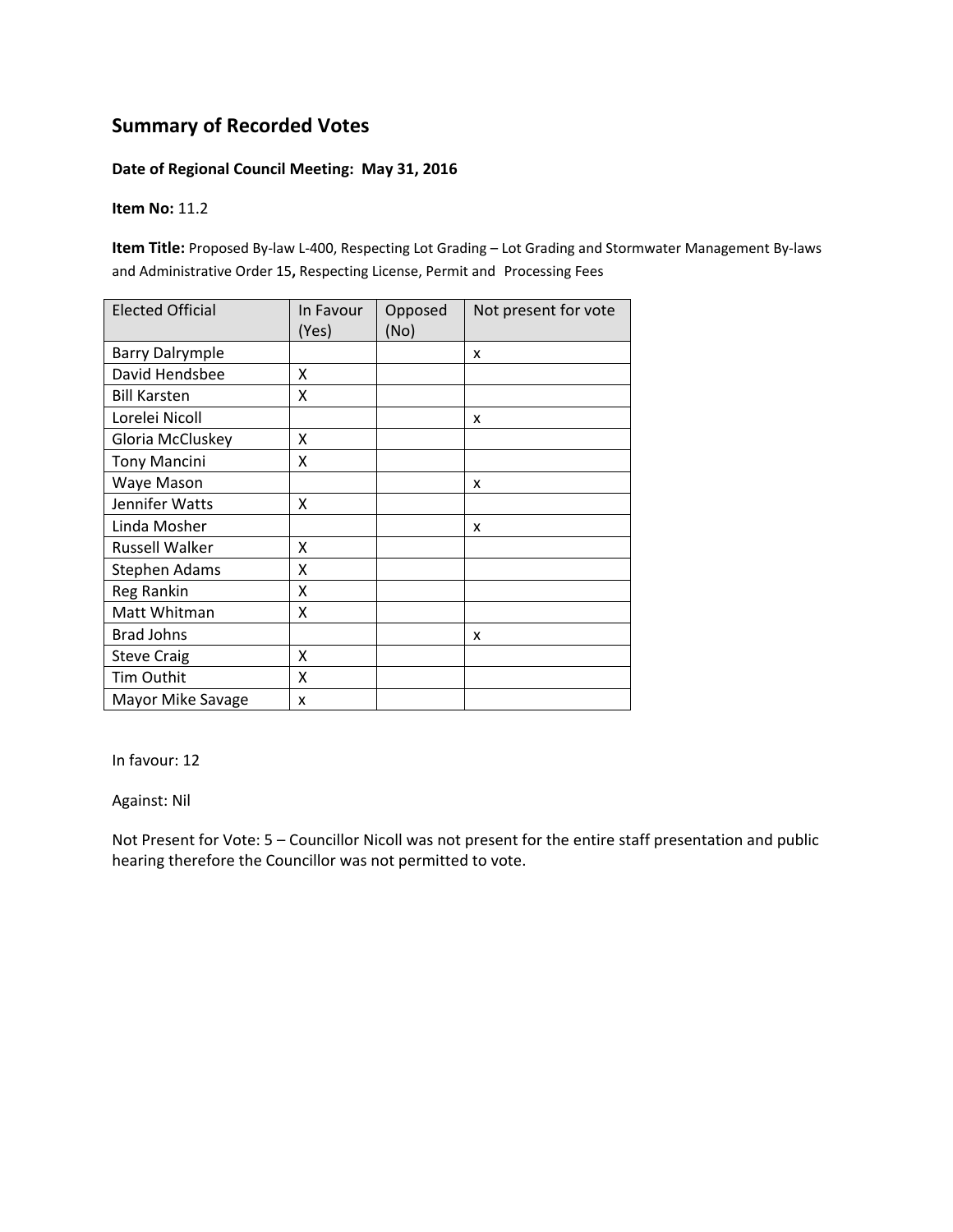## Summary of Recorded Votes

**Date of Regional Council Meeting: May 31, 2016**

**Item No:** 11.2

**Item Title:** Proposed By-law L-400, Respecting Lot Grading – Lot Grading and Stormwater Management By-laws and Administrative Order 15**,** Respecting License, Permit and Processing Fees

| Elected Official | In Favour (Yes) | Opposed (No) | Not present for vote |
|---|---|---|---|
| Barry Dalrymple | | | x |
| David Hendsbee | X | | |
| Bill Karsten | X | | |
| Lorelei Nicoll | | | x |
| Gloria McCluskey | X | | |
| Tony Mancini | X | | |
| Waye Mason | | | x |
| Jennifer Watts | X | | |
| Linda Mosher | | | x |
| Russell Walker | X | | |
| Stephen Adams | X | | |
| Reg Rankin | X | | |
| Matt Whitman | X | | |
| Brad Johns | | | x |
| Steve Craig | X | | |
| Tim Outhit | X | | |
| Mayor Mike Savage | x | | |

In favour: 12

Against: Nil

Not Present for Vote: 5 – Councillor Nicoll was not present for the entire staff presentation and public hearing therefore the Councillor was not permitted to vote.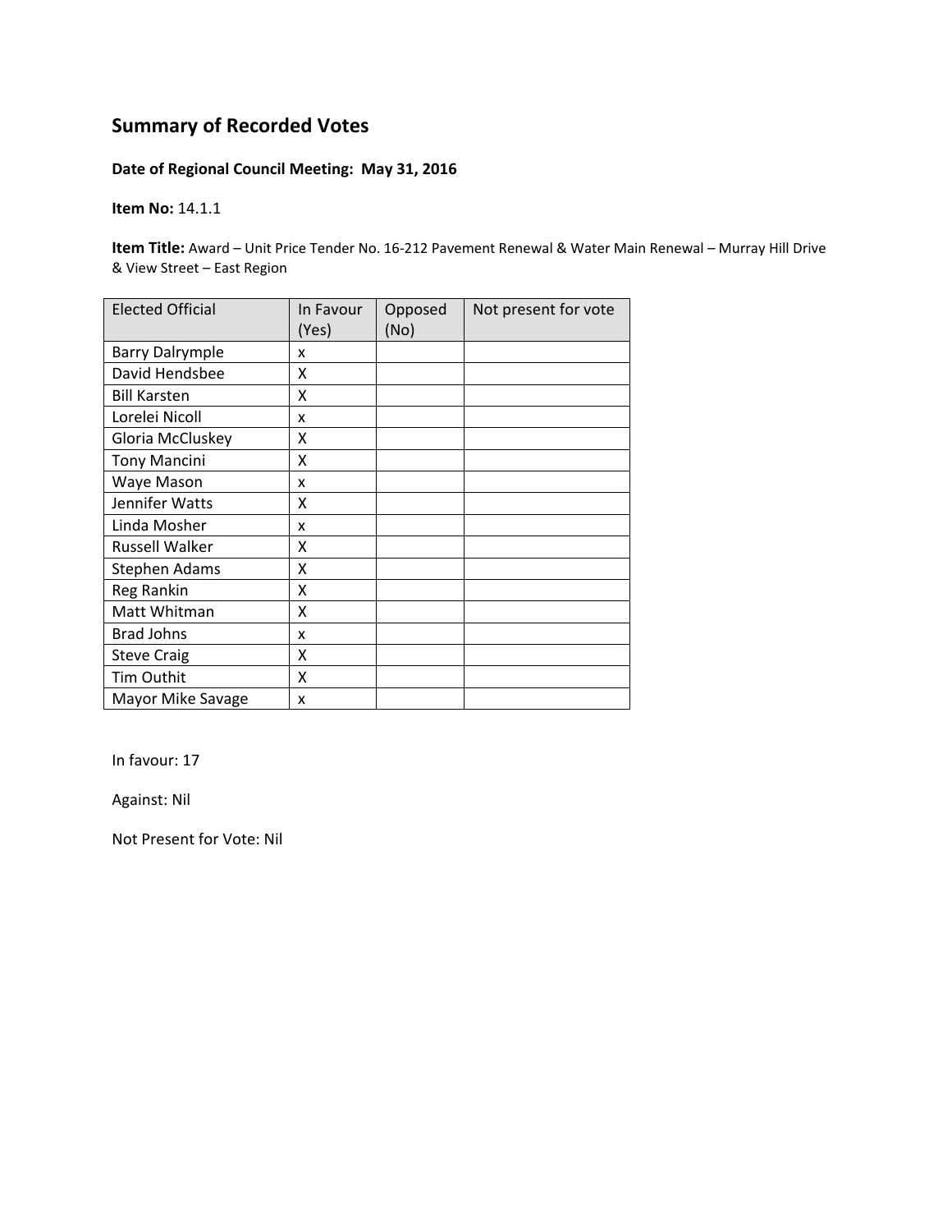# Summary of Recorded Votes

**Date of Regional Council Meeting: May 31, 2016**

**Item No:** 14.1.1

**Item Title:** Award – Unit Price Tender No. 16-212 Pavement Renewal & Water Main Renewal – Murray Hill Drive & View Street – East Region

| Elected Official | In Favour (Yes) | Opposed (No) | Not present for vote |
|---|---|---|---|
| Barry Dalrymple | x | | |
| David Hendsbee | X | | |
| Bill Karsten | X | | |
| Lorelei Nicoll | x | | |
| Gloria McCluskey | X | | |
| Tony Mancini | X | | |
| Waye Mason | x | | |
| Jennifer Watts | X | | |
| Linda Mosher | x | | |
| Russell Walker | X | | |
| Stephen Adams | X | | |
| Reg Rankin | X | | |
| Matt Whitman | X | | |
| Brad Johns | x | | |
| Steve Craig | X | | |
| Tim Outhit | X | | |
| Mayor Mike Savage | x | | |

In favour: 17

Against: Nil

Not Present for Vote: Nil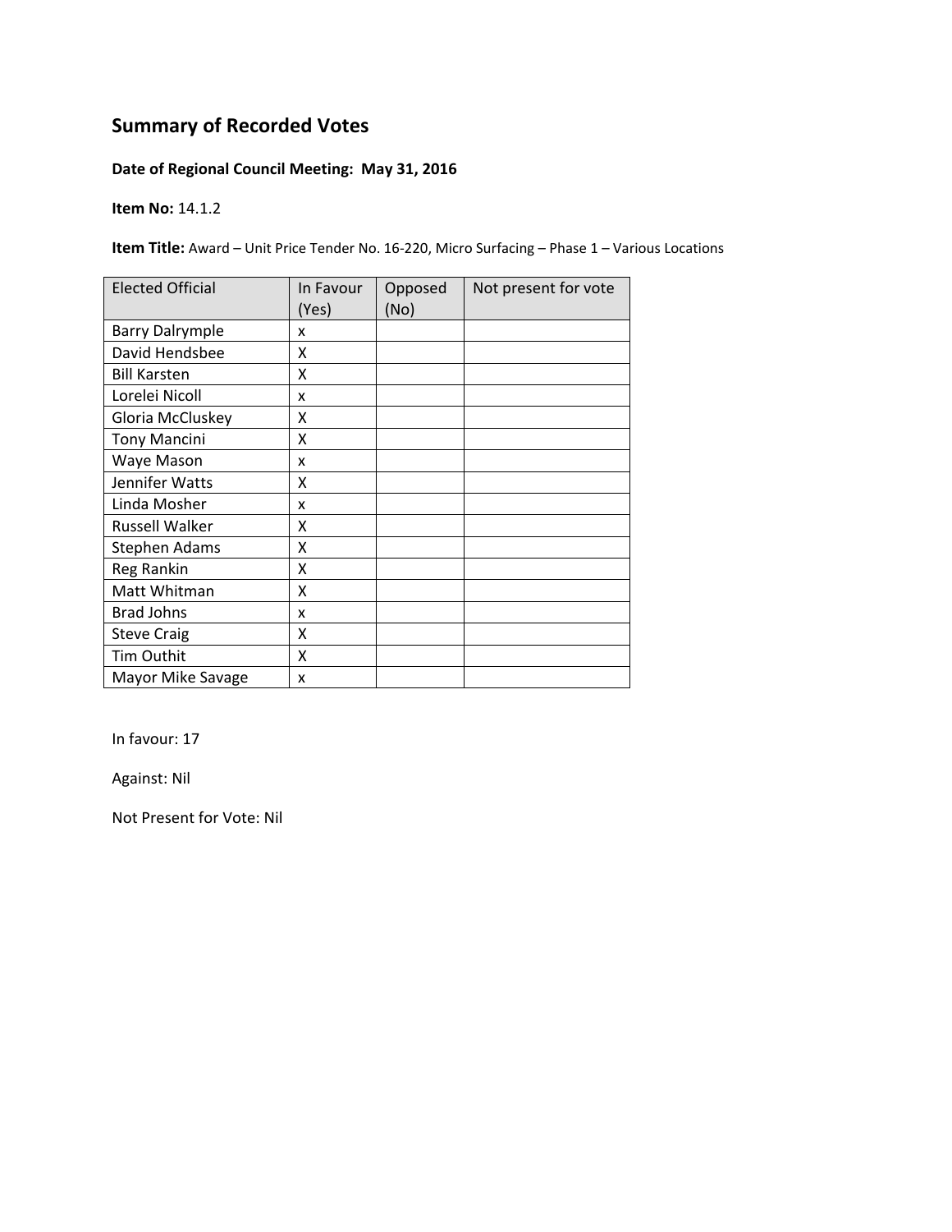# Summary of Recorded Votes

**Date of Regional Council Meeting: May 31, 2016**

**Item No:** 14.1.2

**Item Title:** Award – Unit Price Tender No. 16-220, Micro Surfacing – Phase 1 – Various Locations

| Elected Official | In Favour (Yes) | Opposed (No) | Not present for vote |
|---|---|---|---|
| Barry Dalrymple | x | | |
| David Hendsbee | X | | |
| Bill Karsten | X | | |
| Lorelei Nicoll | x | | |
| Gloria McCluskey | X | | |
| Tony Mancini | X | | |
| Waye Mason | x | | |
| Jennifer Watts | X | | |
| Linda Mosher | x | | |
| Russell Walker | X | | |
| Stephen Adams | X | | |
| Reg Rankin | X | | |
| Matt Whitman | X | | |
| Brad Johns | x | | |
| Steve Craig | X | | |
| Tim Outhit | X | | |
| Mayor Mike Savage | x | | |

In favour: 17

Against: Nil

Not Present for Vote: Nil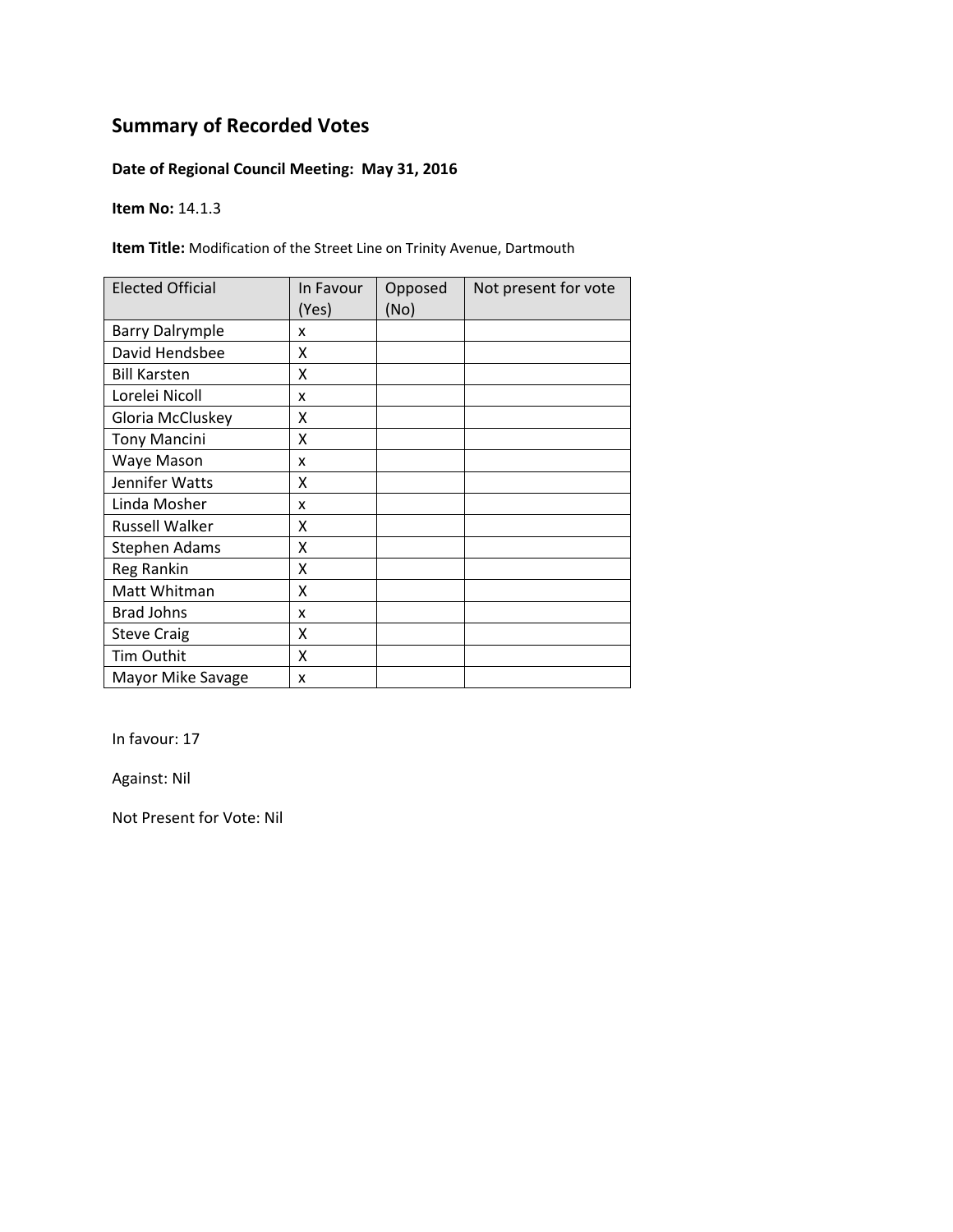## Summary of Recorded Votes

**Date of Regional Council Meeting: May 31, 2016**

**Item No:** 14.1.3

**Item Title:** Modification of the Street Line on Trinity Avenue, Dartmouth

| Elected Official | In Favour (Yes) | Opposed (No) | Not present for vote |
|---|---|---|---|
| Barry Dalrymple | x | | |
| David Hendsbee | X | | |
| Bill Karsten | X | | |
| Lorelei Nicoll | x | | |
| Gloria McCluskey | X | | |
| Tony Mancini | X | | |
| Waye Mason | x | | |
| Jennifer Watts | X | | |
| Linda Mosher | x | | |
| Russell Walker | X | | |
| Stephen Adams | X | | |
| Reg Rankin | X | | |
| Matt Whitman | X | | |
| Brad Johns | x | | |
| Steve Craig | X | | |
| Tim Outhit | X | | |
| Mayor Mike Savage | x | | |

In favour: 17

Against: Nil

Not Present for Vote: Nil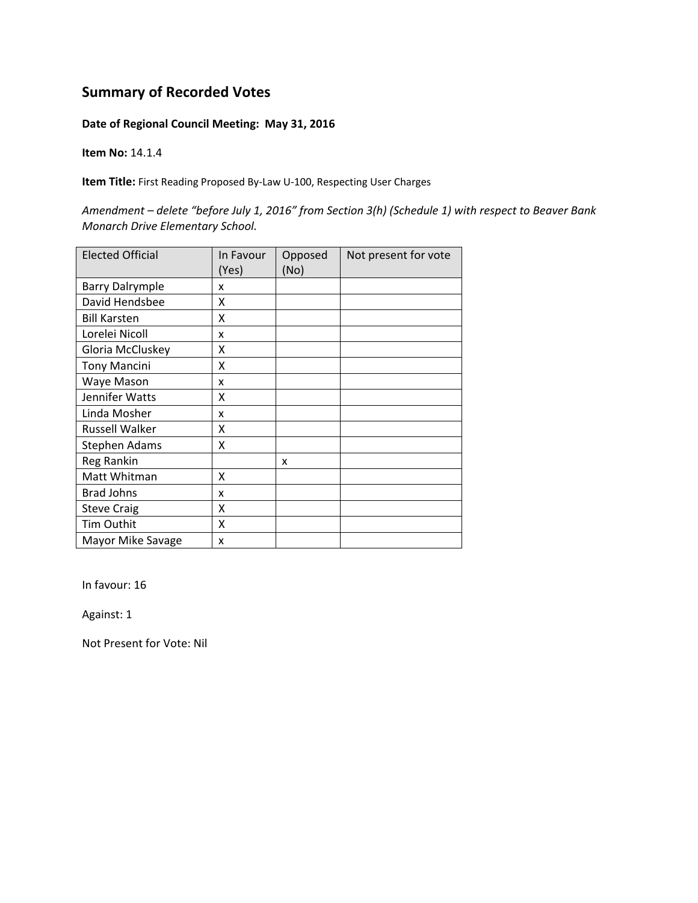## Summary of Recorded Votes

**Date of Regional Council Meeting: May 31, 2016**

**Item No:** 14.1.4

**Item Title:** First Reading Proposed By-Law U-100, Respecting User Charges

*Amendment – delete “before July 1, 2016” from Section 3(h) (Schedule 1) with respect to Beaver Bank Monarch Drive Elementary School.*

| Elected Official | In Favour (Yes) | Opposed (No) | Not present for vote |
|---|---|---|---|
| Barry Dalrymple | x | | |
| David Hendsbee | X | | |
| Bill Karsten | X | | |
| Lorelei Nicoll | x | | |
| Gloria McCluskey | X | | |
| Tony Mancini | X | | |
| Waye Mason | x | | |
| Jennifer Watts | X | | |
| Linda Mosher | x | | |
| Russell Walker | X | | |
| Stephen Adams | X | | |
| Reg Rankin | | x | |
| Matt Whitman | X | | |
| Brad Johns | x | | |
| Steve Craig | X | | |
| Tim Outhit | X | | |
| Mayor Mike Savage | x | | |

In favour: 16

Against: 1

Not Present for Vote: Nil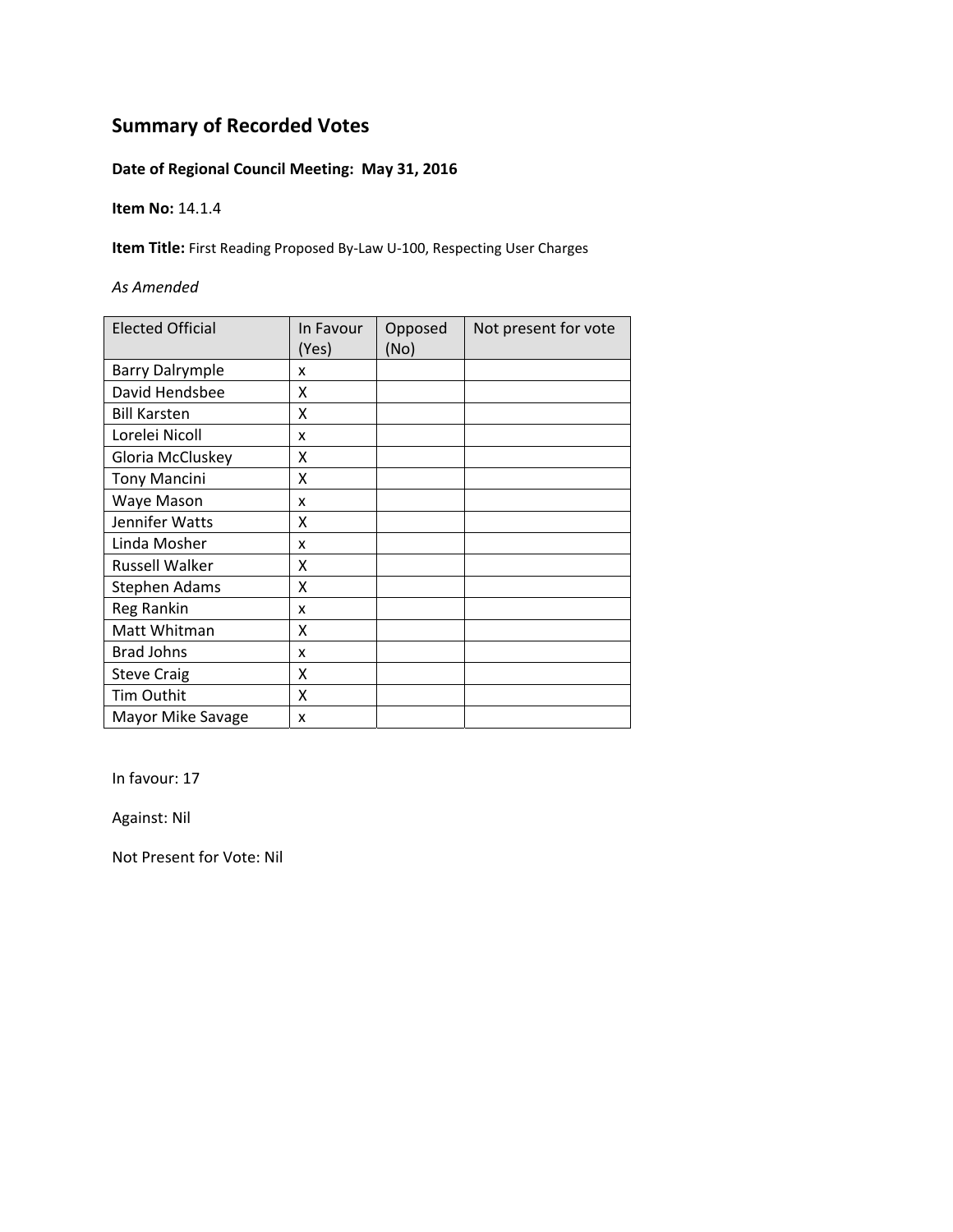## Summary of Recorded Votes

**Date of Regional Council Meeting: May 31, 2016**

**Item No:** 14.1.4

**Item Title:** First Reading Proposed By-Law U-100, Respecting User Charges

*As Amended*

| Elected Official | In Favour (Yes) | Opposed (No) | Not present for vote |
|---|---|---|---|
| Barry Dalrymple | x | | |
| David Hendsbee | X | | |
| Bill Karsten | X | | |
| Lorelei Nicoll | x | | |
| Gloria McCluskey | X | | |
| Tony Mancini | X | | |
| Waye Mason | x | | |
| Jennifer Watts | X | | |
| Linda Mosher | x | | |
| Russell Walker | X | | |
| Stephen Adams | X | | |
| Reg Rankin | x | | |
| Matt Whitman | X | | |
| Brad Johns | x | | |
| Steve Craig | X | | |
| Tim Outhit | X | | |
| Mayor Mike Savage | x | | |

In favour: 17

Against: Nil

Not Present for Vote: Nil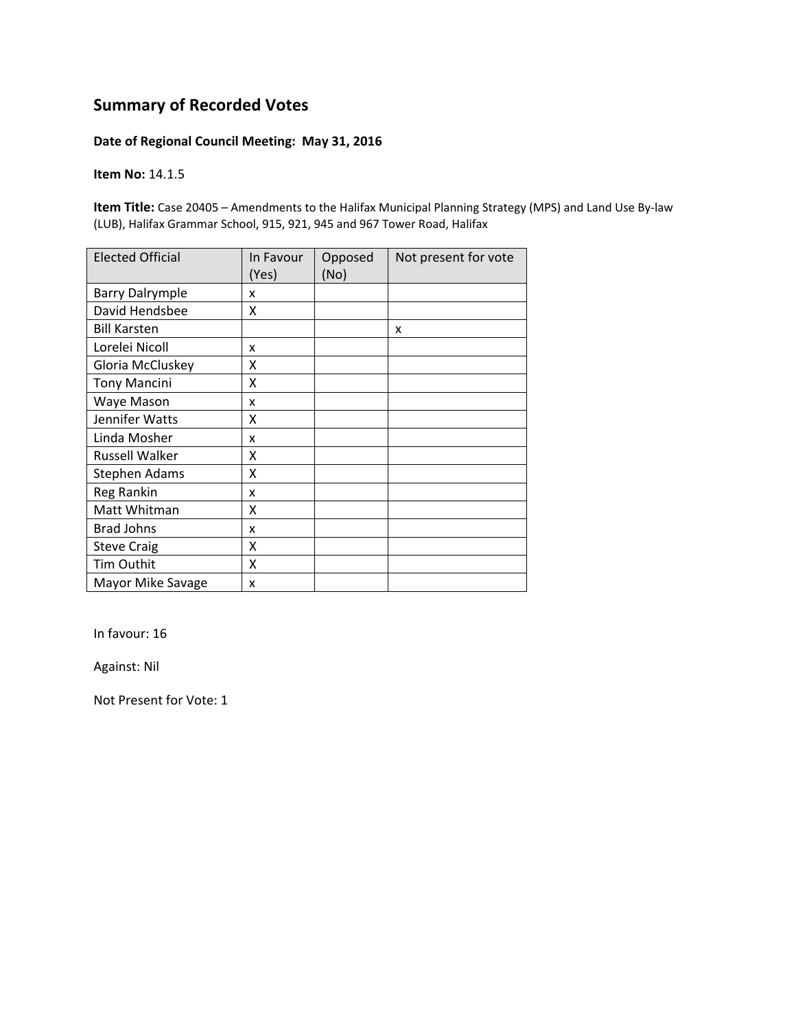## Summary of Recorded Votes

**Date of Regional Council Meeting: May 31, 2016**

**Item No:** 14.1.5

**Item Title:** Case 20405 – Amendments to the Halifax Municipal Planning Strategy (MPS) and Land Use By-law (LUB), Halifax Grammar School, 915, 921, 945 and 967 Tower Road, Halifax

| Elected Official | In Favour (Yes) | Opposed (No) | Not present for vote |
|---|---|---|---|
| Barry Dalrymple | x | | |
| David Hendsbee | X | | |
| Bill Karsten | | | x |
| Lorelei Nicoll | x | | |
| Gloria McCluskey | X | | |
| Tony Mancini | X | | |
| Waye Mason | x | | |
| Jennifer Watts | X | | |
| Linda Mosher | x | | |
| Russell Walker | X | | |
| Stephen Adams | X | | |
| Reg Rankin | x | | |
| Matt Whitman | X | | |
| Brad Johns | x | | |
| Steve Craig | X | | |
| Tim Outhit | X | | |
| Mayor Mike Savage | x | | |

In favour: 16

Against: Nil

Not Present for Vote: 1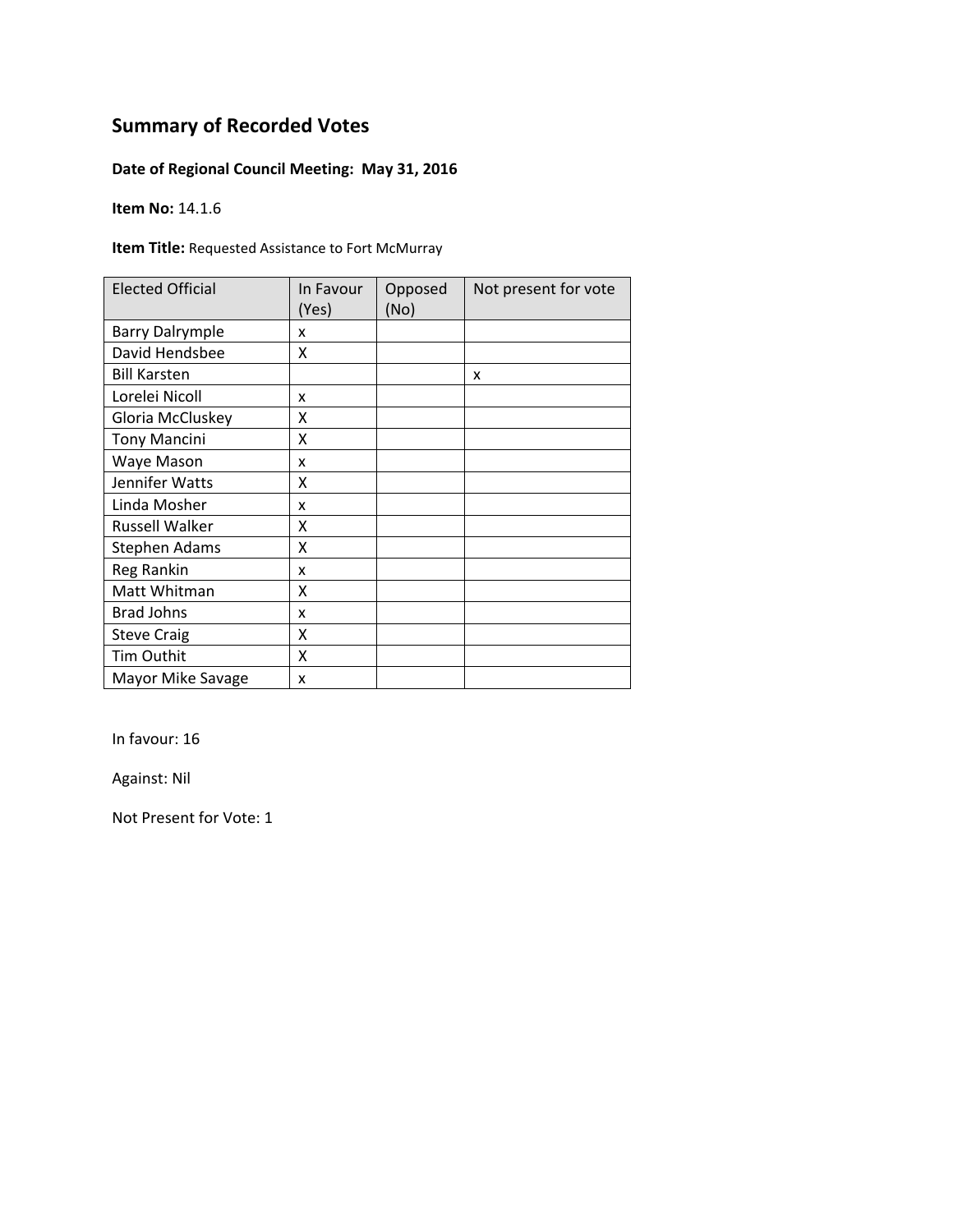## Summary of Recorded Votes

**Date of Regional Council Meeting: May 31, 2016**

**Item No:** 14.1.6

**Item Title:** Requested Assistance to Fort McMurray

| Elected Official | In Favour (Yes) | Opposed (No) | Not present for vote |
|---|---|---|---|
| Barry Dalrymple | x | | |
| David Hendsbee | X | | |
| Bill Karsten | | | x |
| Lorelei Nicoll | x | | |
| Gloria McCluskey | X | | |
| Tony Mancini | X | | |
| Waye Mason | x | | |
| Jennifer Watts | X | | |
| Linda Mosher | x | | |
| Russell Walker | X | | |
| Stephen Adams | X | | |
| Reg Rankin | x | | |
| Matt Whitman | X | | |
| Brad Johns | x | | |
| Steve Craig | X | | |
| Tim Outhit | X | | |
| Mayor Mike Savage | x | | |

In favour: 16

Against: Nil

Not Present for Vote: 1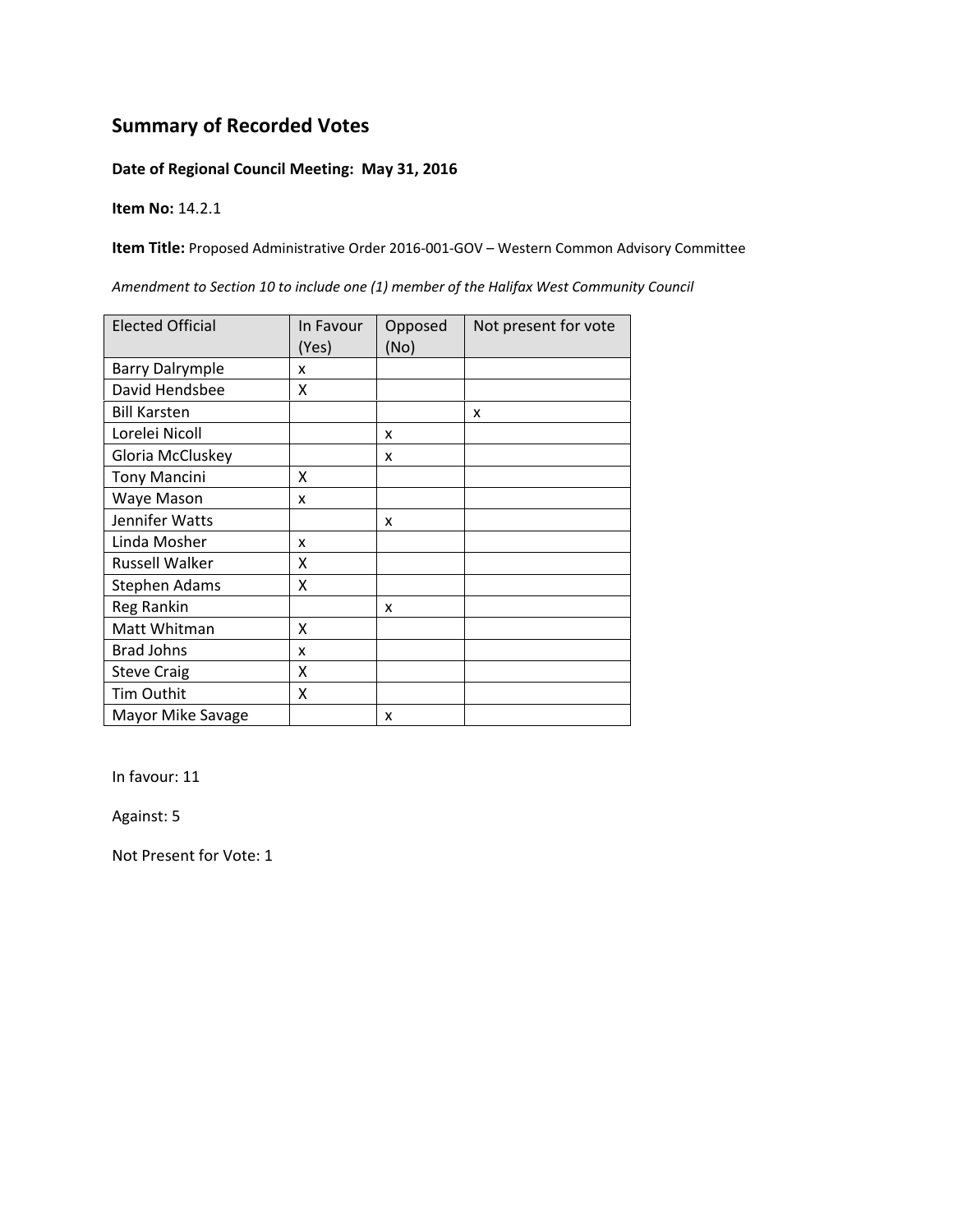## Summary of Recorded Votes

**Date of Regional Council Meeting: May 31, 2016**

**Item No:** 14.2.1

**Item Title:** Proposed Administrative Order 2016-001-GOV – Western Common Advisory Committee

*Amendment to Section 10 to include one (1) member of the Halifax West Community Council*

| Elected Official | In Favour (Yes) | Opposed (No) | Not present for vote |
|---|---|---|---|
| Barry Dalrymple | x | | |
| David Hendsbee | X | | |
| Bill Karsten | | | x |
| Lorelei Nicoll | | x | |
| Gloria McCluskey | | x | |
| Tony Mancini | X | | |
| Waye Mason | x | | |
| Jennifer Watts | | x | |
| Linda Mosher | x | | |
| Russell Walker | X | | |
| Stephen Adams | X | | |
| Reg Rankin | | x | |
| Matt Whitman | X | | |
| Brad Johns | x | | |
| Steve Craig | X | | |
| Tim Outhit | X | | |
| Mayor Mike Savage | | x | |

In favour: 11

Against: 5

Not Present for Vote: 1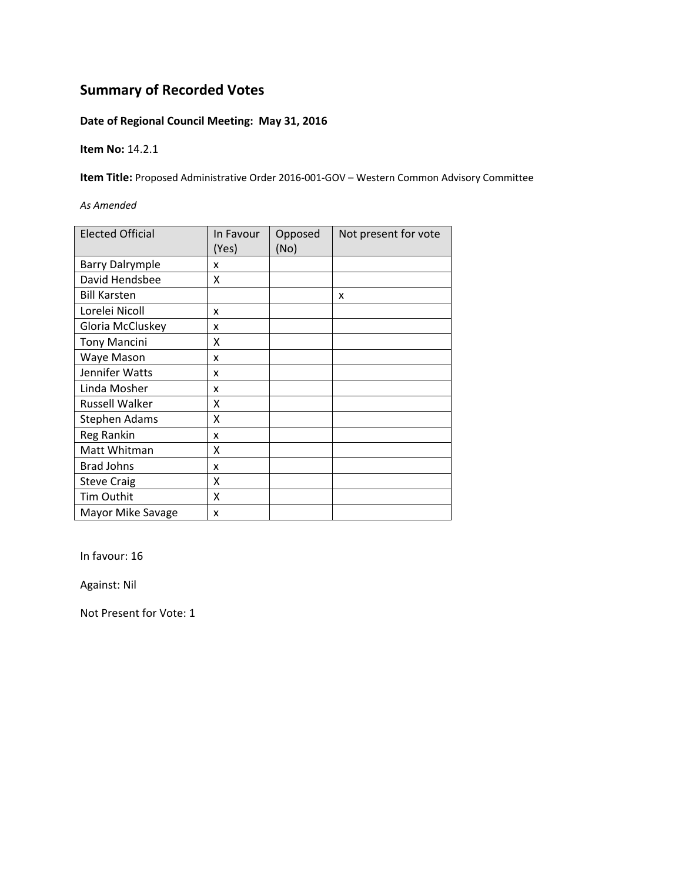# Summary of Recorded Votes

**Date of Regional Council Meeting: May 31, 2016**

**Item No:** 14.2.1

**Item Title:** Proposed Administrative Order 2016-001-GOV – Western Common Advisory Committee

*As Amended*

| Elected Official | In Favour (Yes) | Opposed (No) | Not present for vote |
|---|---|---|---|
| Barry Dalrymple | x | | |
| David Hendsbee | X | | |
| Bill Karsten | | | x |
| Lorelei Nicoll | x | | |
| Gloria McCluskey | x | | |
| Tony Mancini | X | | |
| Waye Mason | x | | |
| Jennifer Watts | x | | |
| Linda Mosher | x | | |
| Russell Walker | X | | |
| Stephen Adams | X | | |
| Reg Rankin | x | | |
| Matt Whitman | X | | |
| Brad Johns | x | | |
| Steve Craig | X | | |
| Tim Outhit | X | | |
| Mayor Mike Savage | x | | |

In favour: 16

Against: Nil

Not Present for Vote: 1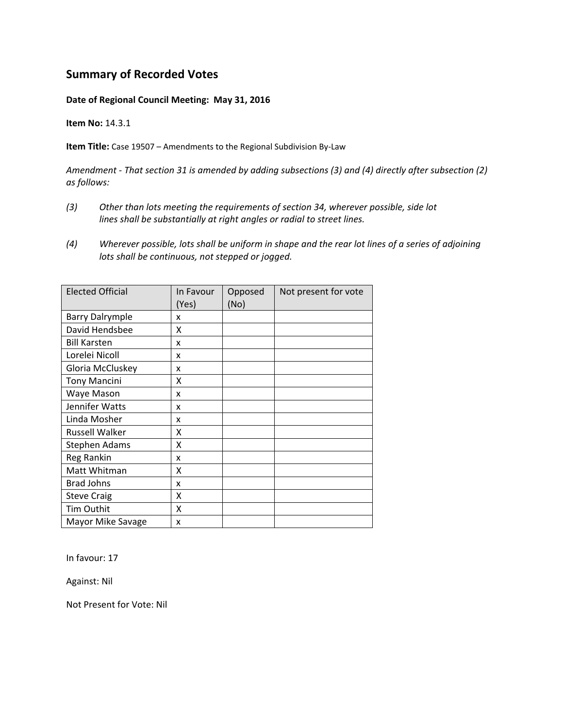## Summary of Recorded Votes

**Date of Regional Council Meeting: May 31, 2016**

**Item No:** 14.3.1

**Item Title:** Case 19507 – Amendments to the Regional Subdivision By-Law

*Amendment - That section 31 is amended by adding subsections (3) and (4) directly after subsection (2) as follows:*

*(3) Other than lots meeting the requirements of section 34, wherever possible, side lot lines shall be substantially at right angles or radial to street lines.*

*(4) Wherever possible, lots shall be uniform in shape and the rear lot lines of a series of adjoining lots shall be continuous, not stepped or jogged.*

| Elected Official | In Favour (Yes) | Opposed (No) | Not present for vote |
|---|---|---|---|
| Barry Dalrymple | x | | |
| David Hendsbee | X | | |
| Bill Karsten | x | | |
| Lorelei Nicoll | x | | |
| Gloria McCluskey | x | | |
| Tony Mancini | X | | |
| Waye Mason | x | | |
| Jennifer Watts | x | | |
| Linda Mosher | x | | |
| Russell Walker | X | | |
| Stephen Adams | X | | |
| Reg Rankin | x | | |
| Matt Whitman | X | | |
| Brad Johns | x | | |
| Steve Craig | X | | |
| Tim Outhit | X | | |
| Mayor Mike Savage | x | | |

In favour: 17

Against: Nil

Not Present for Vote: Nil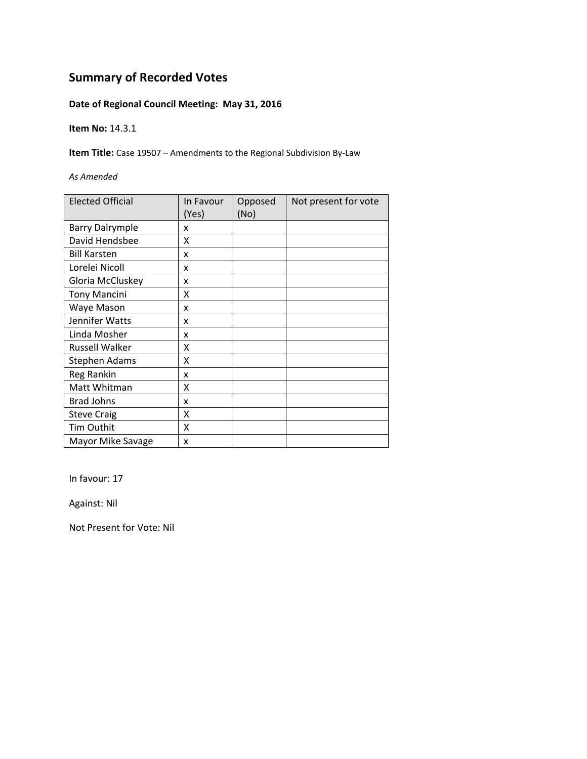## Summary of Recorded Votes

**Date of Regional Council Meeting: May 31, 2016**

**Item No:** 14.3.1

**Item Title:** Case 19507 – Amendments to the Regional Subdivision By-Law

*As Amended*

| Elected Official | In Favour (Yes) | Opposed (No) | Not present for vote |
|---|---|---|---|
| Barry Dalrymple | x | | |
| David Hendsbee | X | | |
| Bill Karsten | x | | |
| Lorelei Nicoll | x | | |
| Gloria McCluskey | x | | |
| Tony Mancini | X | | |
| Waye Mason | x | | |
| Jennifer Watts | x | | |
| Linda Mosher | x | | |
| Russell Walker | X | | |
| Stephen Adams | X | | |
| Reg Rankin | x | | |
| Matt Whitman | X | | |
| Brad Johns | x | | |
| Steve Craig | X | | |
| Tim Outhit | X | | |
| Mayor Mike Savage | x | | |

In favour: 17

Against: Nil

Not Present for Vote: Nil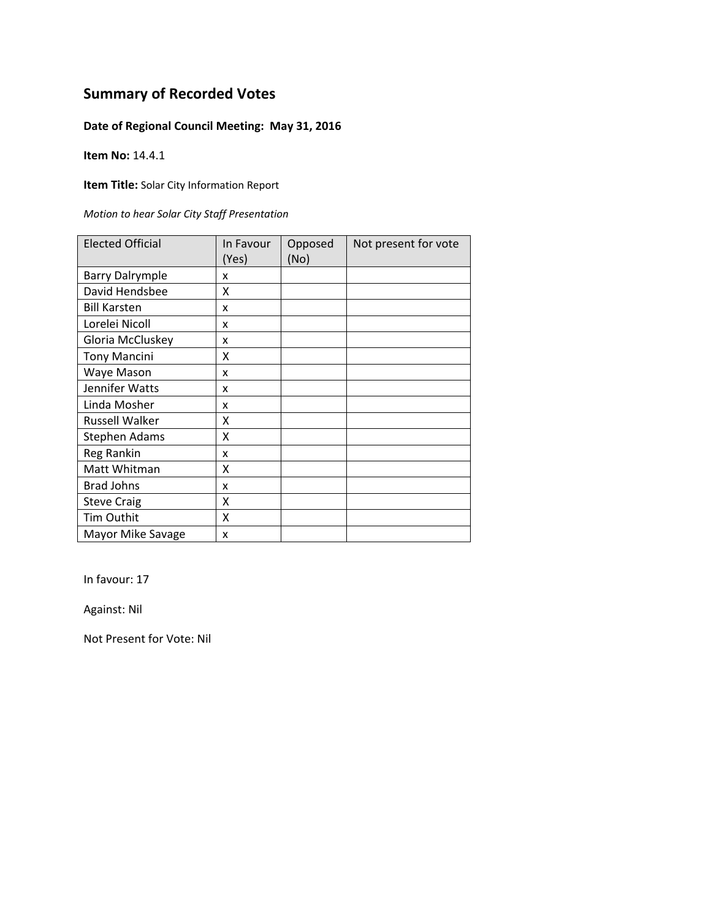## Summary of Recorded Votes

**Date of Regional Council Meeting: May 31, 2016**

**Item No:** 14.4.1

**Item Title:** Solar City Information Report

*Motion to hear Solar City Staff Presentation*

| Elected Official | In Favour (Yes) | Opposed (No) | Not present for vote |
|---|---|---|---|
| Barry Dalrymple | x | | |
| David Hendsbee | X | | |
| Bill Karsten | x | | |
| Lorelei Nicoll | x | | |
| Gloria McCluskey | x | | |
| Tony Mancini | X | | |
| Waye Mason | x | | |
| Jennifer Watts | x | | |
| Linda Mosher | x | | |
| Russell Walker | X | | |
| Stephen Adams | X | | |
| Reg Rankin | x | | |
| Matt Whitman | X | | |
| Brad Johns | x | | |
| Steve Craig | X | | |
| Tim Outhit | X | | |
| Mayor Mike Savage | x | | |

In favour: 17

Against: Nil

Not Present for Vote: Nil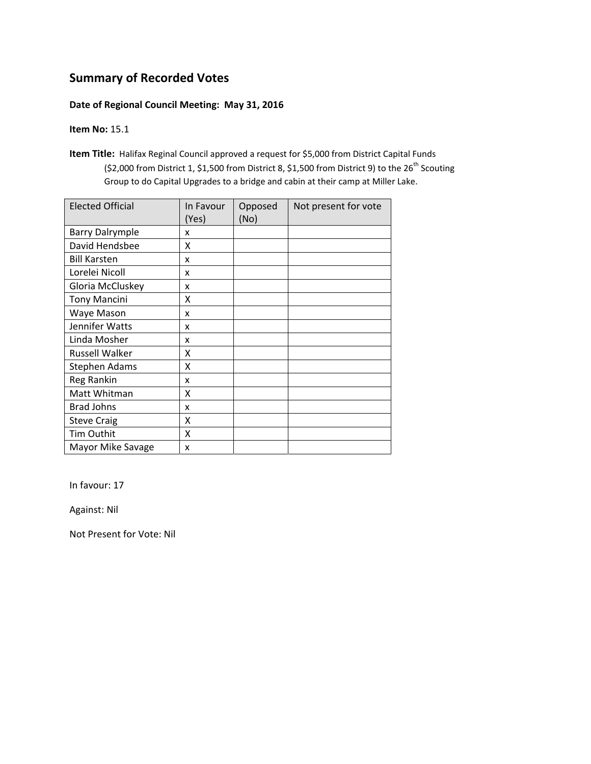# Summary of Recorded Votes

**Date of Regional Council Meeting: May 31, 2016**

**Item No:** 15.1

**Item Title:** Halifax Reginal Council approved a request for $5,000 from District Capital Funds ($2,000 from District 1, $1,500 from District 8, $1,500 from District 9) to the 26th Scouting Group to do Capital Upgrades to a bridge and cabin at their camp at Miller Lake.

| Elected Official | In Favour (Yes) | Opposed (No) | Not present for vote |
|---|---|---|---|
| Barry Dalrymple | x | | |
| David Hendsbee | X | | |
| Bill Karsten | x | | |
| Lorelei Nicoll | x | | |
| Gloria McCluskey | x | | |
| Tony Mancini | X | | |
| Waye Mason | x | | |
| Jennifer Watts | x | | |
| Linda Mosher | x | | |
| Russell Walker | X | | |
| Stephen Adams | X | | |
| Reg Rankin | x | | |
| Matt Whitman | X | | |
| Brad Johns | x | | |
| Steve Craig | X | | |
| Tim Outhit | X | | |
| Mayor Mike Savage | x | | |

In favour: 17

Against: Nil

Not Present for Vote: Nil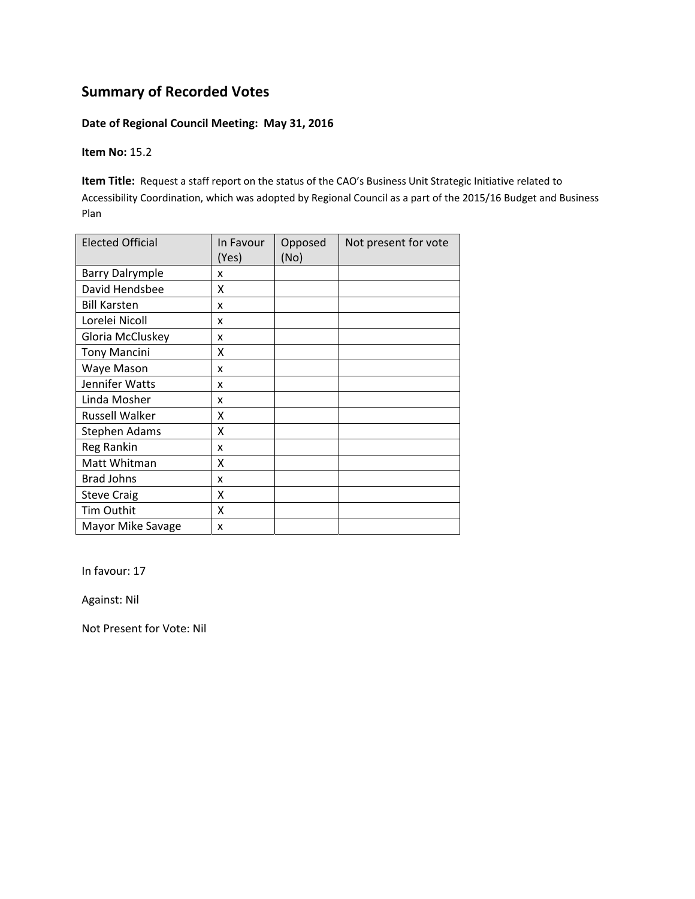## Summary of Recorded Votes

**Date of Regional Council Meeting: May 31, 2016**

**Item No:** 15.2

**Item Title:** Request a staff report on the status of the CAO's Business Unit Strategic Initiative related to Accessibility Coordination, which was adopted by Regional Council as a part of the 2015/16 Budget and Business Plan

| Elected Official | In Favour (Yes) | Opposed (No) | Not present for vote |
|---|---|---|---|
| Barry Dalrymple | x | | |
| David Hendsbee | X | | |
| Bill Karsten | x | | |
| Lorelei Nicoll | x | | |
| Gloria McCluskey | x | | |
| Tony Mancini | X | | |
| Waye Mason | x | | |
| Jennifer Watts | x | | |
| Linda Mosher | x | | |
| Russell Walker | X | | |
| Stephen Adams | X | | |
| Reg Rankin | x | | |
| Matt Whitman | X | | |
| Brad Johns | x | | |
| Steve Craig | X | | |
| Tim Outhit | X | | |
| Mayor Mike Savage | x | | |

In favour: 17

Against: Nil

Not Present for Vote: Nil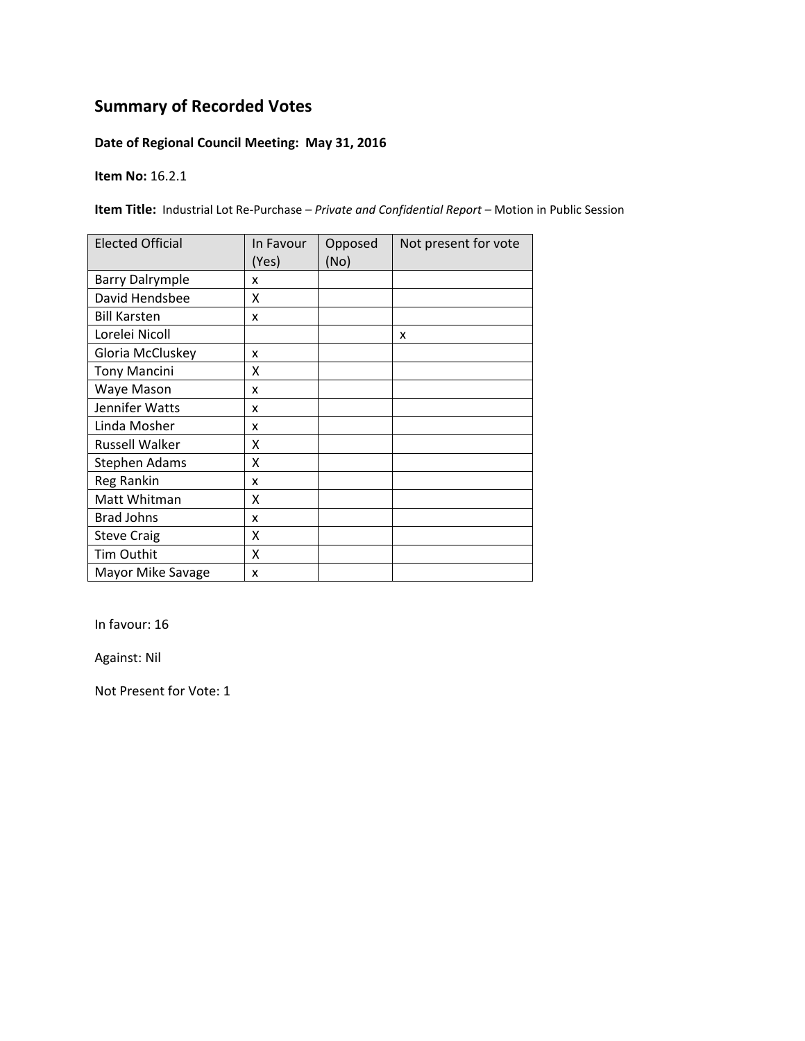## Summary of Recorded Votes

**Date of Regional Council Meeting: May 31, 2016**

**Item No:** 16.2.1

**Item Title:** Industrial Lot Re-Purchase – *Private and Confidential Report* – Motion in Public Session

| Elected Official | In Favour (Yes) | Opposed (No) | Not present for vote |
|---|---|---|---|
| Barry Dalrymple | x | | |
| David Hendsbee | X | | |
| Bill Karsten | x | | |
| Lorelei Nicoll | | | x |
| Gloria McCluskey | x | | |
| Tony Mancini | X | | |
| Waye Mason | x | | |
| Jennifer Watts | x | | |
| Linda Mosher | x | | |
| Russell Walker | X | | |
| Stephen Adams | X | | |
| Reg Rankin | x | | |
| Matt Whitman | X | | |
| Brad Johns | x | | |
| Steve Craig | X | | |
| Tim Outhit | X | | |
| Mayor Mike Savage | x | | |

In favour: 16

Against: Nil

Not Present for Vote: 1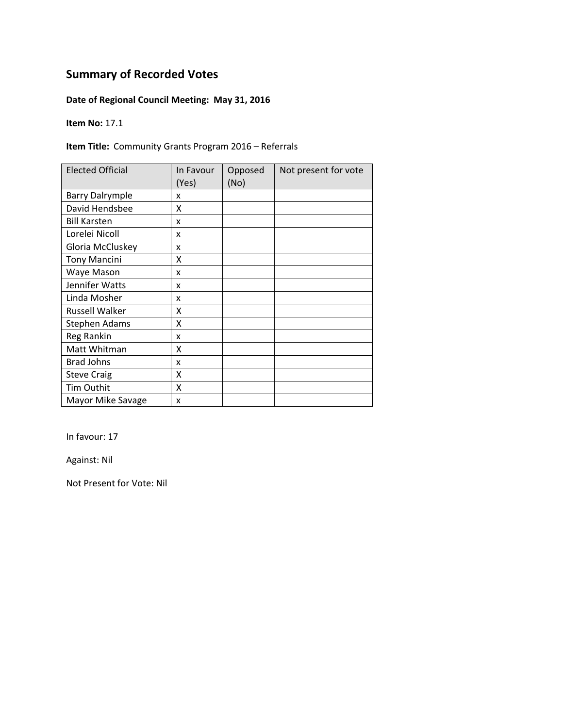## Summary of Recorded Votes

**Date of Regional Council Meeting: May 31, 2016**

**Item No:** 17.1

**Item Title:** Community Grants Program 2016 – Referrals

| Elected Official | In Favour (Yes) | Opposed (No) | Not present for vote |
|---|---|---|---|
| Barry Dalrymple | x | | |
| David Hendsbee | X | | |
| Bill Karsten | x | | |
| Lorelei Nicoll | x | | |
| Gloria McCluskey | x | | |
| Tony Mancini | X | | |
| Waye Mason | x | | |
| Jennifer Watts | x | | |
| Linda Mosher | x | | |
| Russell Walker | X | | |
| Stephen Adams | X | | |
| Reg Rankin | x | | |
| Matt Whitman | X | | |
| Brad Johns | x | | |
| Steve Craig | X | | |
| Tim Outhit | X | | |
| Mayor Mike Savage | x | | |

In favour: 17

Against: Nil

Not Present for Vote: Nil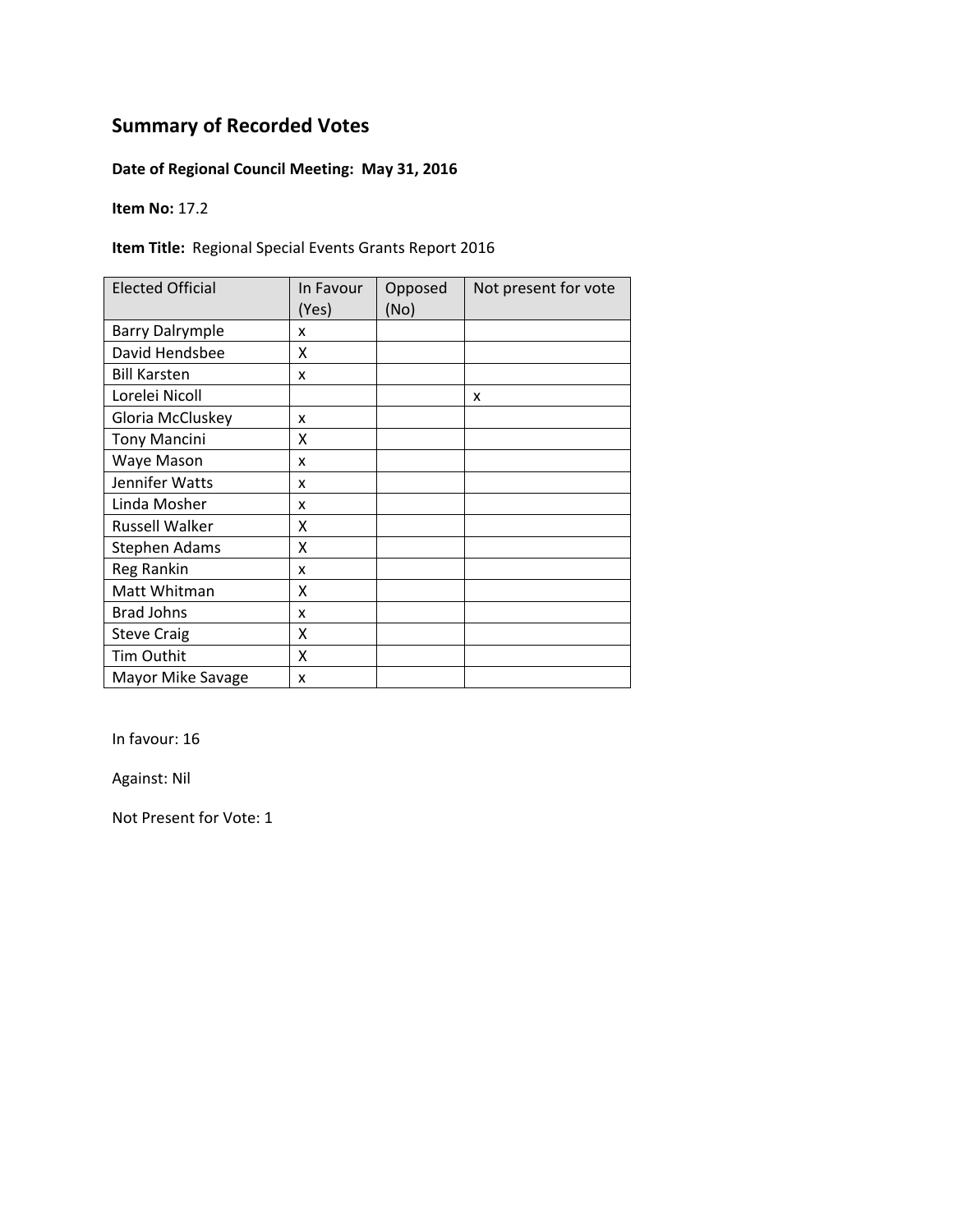# Summary of Recorded Votes

**Date of Regional Council Meeting: May 31, 2016**

**Item No:** 17.2

**Item Title:** Regional Special Events Grants Report 2016

| Elected Official | In Favour (Yes) | Opposed (No) | Not present for vote |
|---|---|---|---|
| Barry Dalrymple | x | | |
| David Hendsbee | X | | |
| Bill Karsten | x | | |
| Lorelei Nicoll | | | x |
| Gloria McCluskey | x | | |
| Tony Mancini | X | | |
| Waye Mason | x | | |
| Jennifer Watts | x | | |
| Linda Mosher | x | | |
| Russell Walker | X | | |
| Stephen Adams | X | | |
| Reg Rankin | x | | |
| Matt Whitman | X | | |
| Brad Johns | x | | |
| Steve Craig | X | | |
| Tim Outhit | X | | |
| Mayor Mike Savage | x | | |

In favour: 16

Against: Nil

Not Present for Vote: 1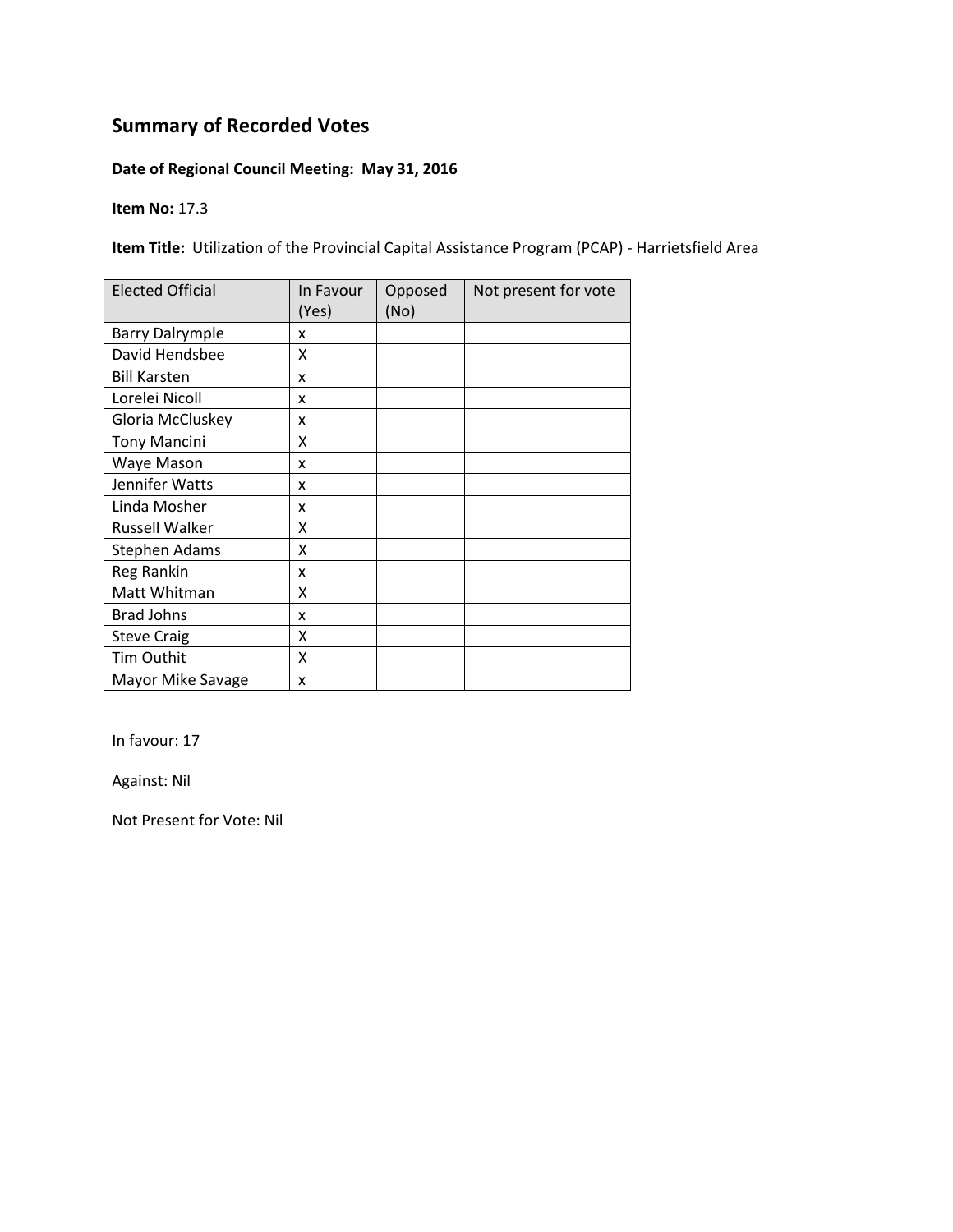# Summary of Recorded Votes

**Date of Regional Council Meeting: May 31, 2016**

**Item No:** 17.3

**Item Title:** Utilization of the Provincial Capital Assistance Program (PCAP) - Harrietsfield Area

| Elected Official | In Favour (Yes) | Opposed (No) | Not present for vote |
|---|---|---|---|
| Barry Dalrymple | x | | |
| David Hendsbee | X | | |
| Bill Karsten | x | | |
| Lorelei Nicoll | x | | |
| Gloria McCluskey | x | | |
| Tony Mancini | X | | |
| Waye Mason | x | | |
| Jennifer Watts | x | | |
| Linda Mosher | x | | |
| Russell Walker | X | | |
| Stephen Adams | X | | |
| Reg Rankin | x | | |
| Matt Whitman | X | | |
| Brad Johns | x | | |
| Steve Craig | X | | |
| Tim Outhit | X | | |
| Mayor Mike Savage | x | | |

In favour: 17

Against: Nil

Not Present for Vote: Nil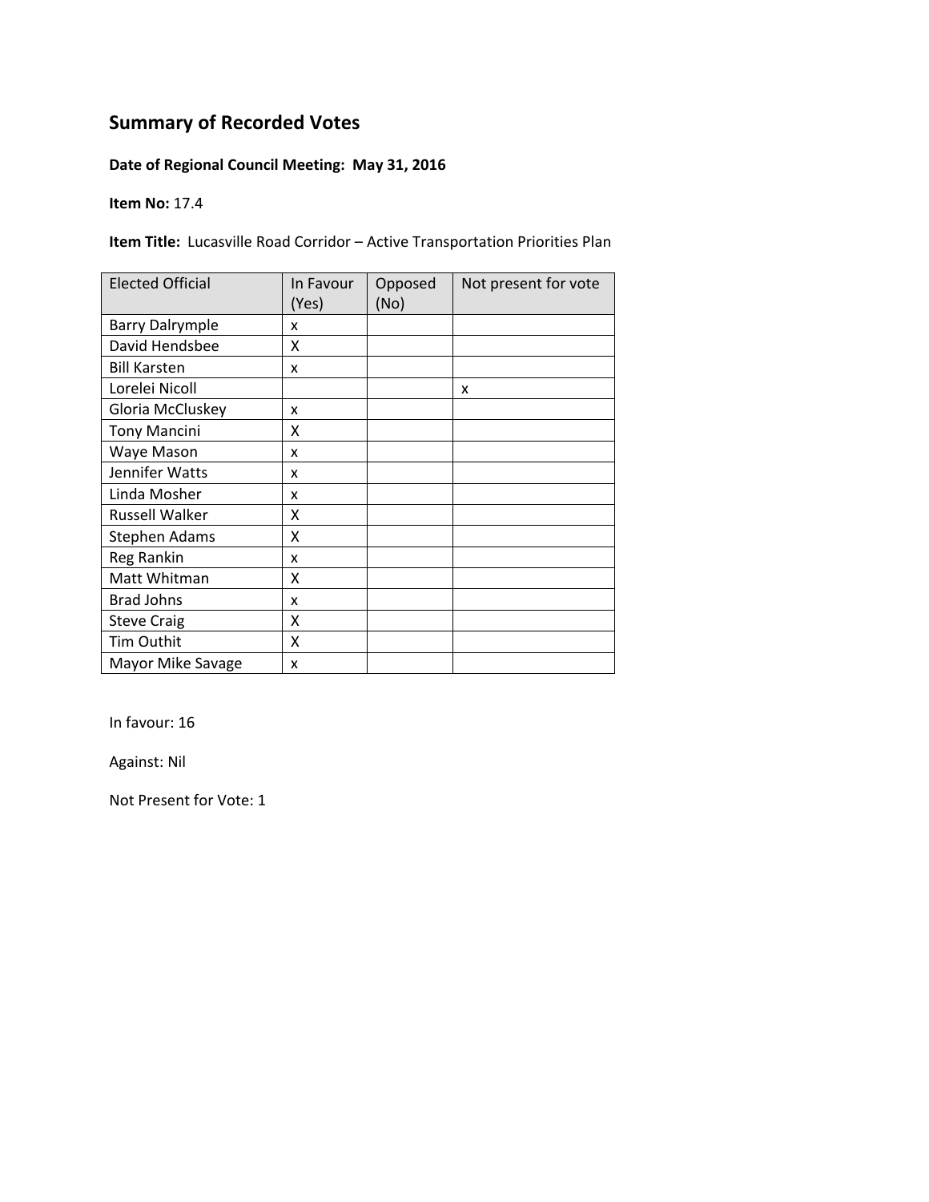## Summary of Recorded Votes

**Date of Regional Council Meeting: May 31, 2016**

**Item No:** 17.4

**Item Title:** Lucasville Road Corridor – Active Transportation Priorities Plan

| Elected Official | In Favour (Yes) | Opposed (No) | Not present for vote |
|---|---|---|---|
| Barry Dalrymple | x | | |
| David Hendsbee | X | | |
| Bill Karsten | x | | |
| Lorelei Nicoll | | | x |
| Gloria McCluskey | x | | |
| Tony Mancini | X | | |
| Waye Mason | x | | |
| Jennifer Watts | x | | |
| Linda Mosher | x | | |
| Russell Walker | X | | |
| Stephen Adams | X | | |
| Reg Rankin | x | | |
| Matt Whitman | X | | |
| Brad Johns | x | | |
| Steve Craig | X | | |
| Tim Outhit | X | | |
| Mayor Mike Savage | x | | |

In favour: 16

Against: Nil

Not Present for Vote: 1